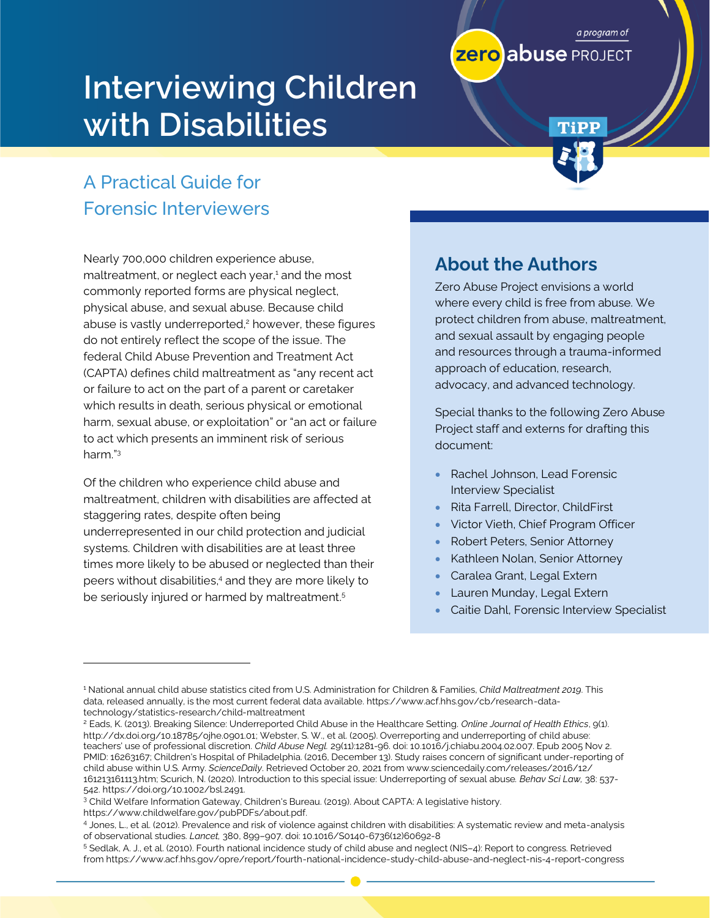a program of zero abuse PROJECT

TiPP

# Interviewing Children with Disabilities

## A Practical Guide for Forensic Interviewers

Nearly 700,000 children experience abuse, maltreatment, or neglect each year,[1] and the most commonly reported forms are physical neglect, physical abuse, and sexual abuse. Because child abuse is vastly underreported,[2] however, these figures do not entirely reflect the scope of the issue. The federal Child Abuse Prevention and Treatment Act (CAPTA) defines child maltreatment as "any recent act or failure to act on the part of a parent or caretaker which results in death, serious physical or emotional harm, sexual abuse, or exploitation" or "an act or failure to act which presents an imminent risk of serious harm."[3]

Of the children who experience child abuse and maltreatment, children with disabilities are affected at staggering rates, despite often being underrepresented in our child protection and judicial systems. Children with disabilities are at least three times more likely to be abused or neglected than their peers without disabilities,[4] and they are more likely to be seriously injured or harmed by maltreatment.[5]

## About the Authors

Zero Abuse Project envisions a world where every child is free from abuse. We protect children from abuse, maltreatment, and sexual assault by engaging people and resources through a trauma-informed approach of education, research, advocacy, and advanced technology.

Special thanks to the following Zero Abuse Project staff and externs for drafting this document:

- Rachel Johnson, Lead Forensic Interview Specialist
- Rita Farrell, Director, ChildFirst
- Victor Vieth, Chief Program Officer
- Robert Peters, Senior Attorney
- Kathleen Nolan, Senior Attorney
- Caralea Grant, Legal Extern
- Lauren Munday, Legal Extern
- Caitie Dahl, Forensic Interview Specialist

---

[1] National annual child abuse statistics cited from U.S. Administration for Children & Families, *Child Maltreatment 2019*. This data, released annually, is the most current federal data available. https://www.acf.hhs.gov/cb/research-data-technology/statistics-research/child-maltreatment

[2] Eads, K. (2013). Breaking Silence: Underreported Child Abuse in the Healthcare Setting. *Online Journal of Health Ethics*, 9(1). http://dx.doi.org/10.18785/ojhe.0901.01; Webster, S. W., et al. (2005). Overreporting and underreporting of child abuse: teachers' use of professional discretion. *Child Abuse Negl.* 29(11):1281-96. doi: 10.1016/j.chiabu.2004.02.007. Epub 2005 Nov 2. PMID: 16263167; Children's Hospital of Philadelphia. (2016, December 13). Study raises concern of significant under-reporting of child abuse within U.S. Army. *ScienceDaily*. Retrieved October 20, 2021 from www.sciencedaily.com/releases/2016/12/161213161113.htm; Scurich, N. (2020). Introduction to this special issue: Underreporting of sexual abuse. *Behav Sci Law*, 38: 537-542. https://doi.org/10.1002/bsl.2491.

[3] Child Welfare Information Gateway, Children's Bureau. (2019). About CAPTA: A legislative history. https://www.childwelfare.gov/pubPDFs/about.pdf.

[4] Jones, L., et al. (2012). Prevalence and risk of violence against children with disabilities: A systematic review and meta-analysis of observational studies. *Lancet*, 380, 899–907. doi: 10.1016/S0140-6736(12)60692-8

[5] Sedlak, A. J., et al. (2010). Fourth national incidence study of child abuse and neglect (NIS–4): Report to congress. Retrieved from https://www.acf.hhs.gov/opre/report/fourth-national-incidence-study-child-abuse-and-neglect-nis-4-report-congress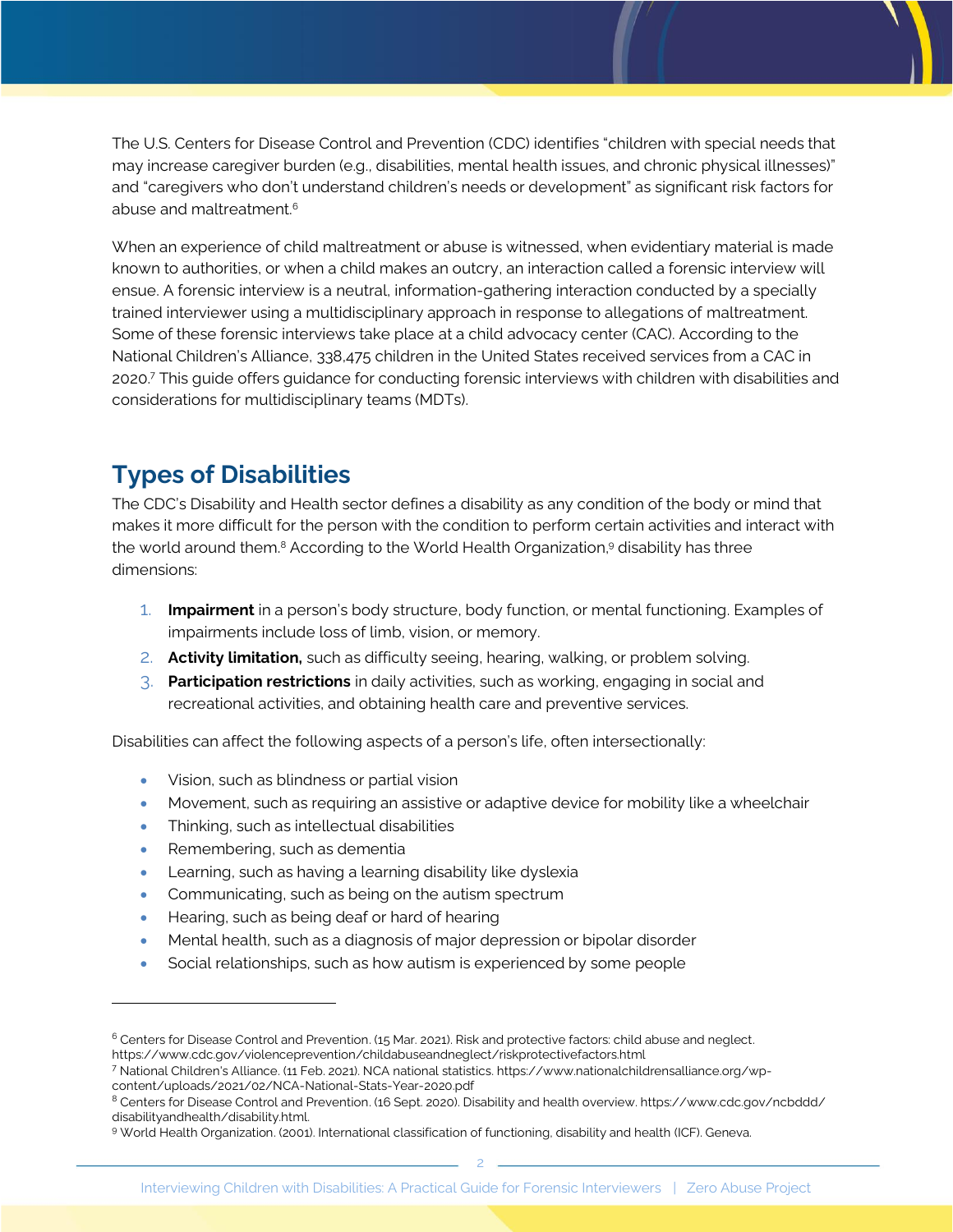The U.S. Centers for Disease Control and Prevention (CDC) identifies "children with special needs that may increase caregiver burden (e.g., disabilities, mental health issues, and chronic physical illnesses)" and "caregivers who don't understand children's needs or development" as significant risk factors for abuse and maltreatment.[6]

When an experience of child maltreatment or abuse is witnessed, when evidentiary material is made known to authorities, or when a child makes an outcry, an interaction called a forensic interview will ensue. A forensic interview is a neutral, information-gathering interaction conducted by a specially trained interviewer using a multidisciplinary approach in response to allegations of maltreatment. Some of these forensic interviews take place at a child advocacy center (CAC). According to the National Children's Alliance, 338,475 children in the United States received services from a CAC in 2020.[7] This guide offers guidance for conducting forensic interviews with children with disabilities and considerations for multidisciplinary teams (MDTs).

## Types of Disabilities

The CDC's Disability and Health sector defines a disability as any condition of the body or mind that makes it more difficult for the person with the condition to perform certain activities and interact with the world around them.[8] According to the World Health Organization,[9] disability has three dimensions:

1. **Impairment** in a person's body structure, body function, or mental functioning. Examples of impairments include loss of limb, vision, or memory.
2. **Activity limitation,** such as difficulty seeing, hearing, walking, or problem solving.
3. **Participation restrictions** in daily activities, such as working, engaging in social and recreational activities, and obtaining health care and preventive services.

Disabilities can affect the following aspects of a person's life, often intersectionally:

- Vision, such as blindness or partial vision
- Movement, such as requiring an assistive or adaptive device for mobility like a wheelchair
- Thinking, such as intellectual disabilities
- Remembering, such as dementia
- Learning, such as having a learning disability like dyslexia
- Communicating, such as being on the autism spectrum
- Hearing, such as being deaf or hard of hearing
- Mental health, such as a diagnosis of major depression or bipolar disorder
- Social relationships, such as how autism is experienced by some people

---

[6] Centers for Disease Control and Prevention. (15 Mar. 2021). Risk and protective factors: child abuse and neglect. https://www.cdc.gov/violenceprevention/childabuseandneglect/riskprotectivefactors.html

[7] National Children's Alliance. (11 Feb. 2021). NCA national statistics. https://www.nationalchildrensalliance.org/wp-content/uploads/2021/02/NCA-National-Stats-Year-2020.pdf

[8] Centers for Disease Control and Prevention. (16 Sept. 2020). Disability and health overview. https://www.cdc.gov/ncbddd/disabilityandhealth/disability.html.

[9] World Health Organization. (2001). International classification of functioning, disability and health (ICF). Geneva.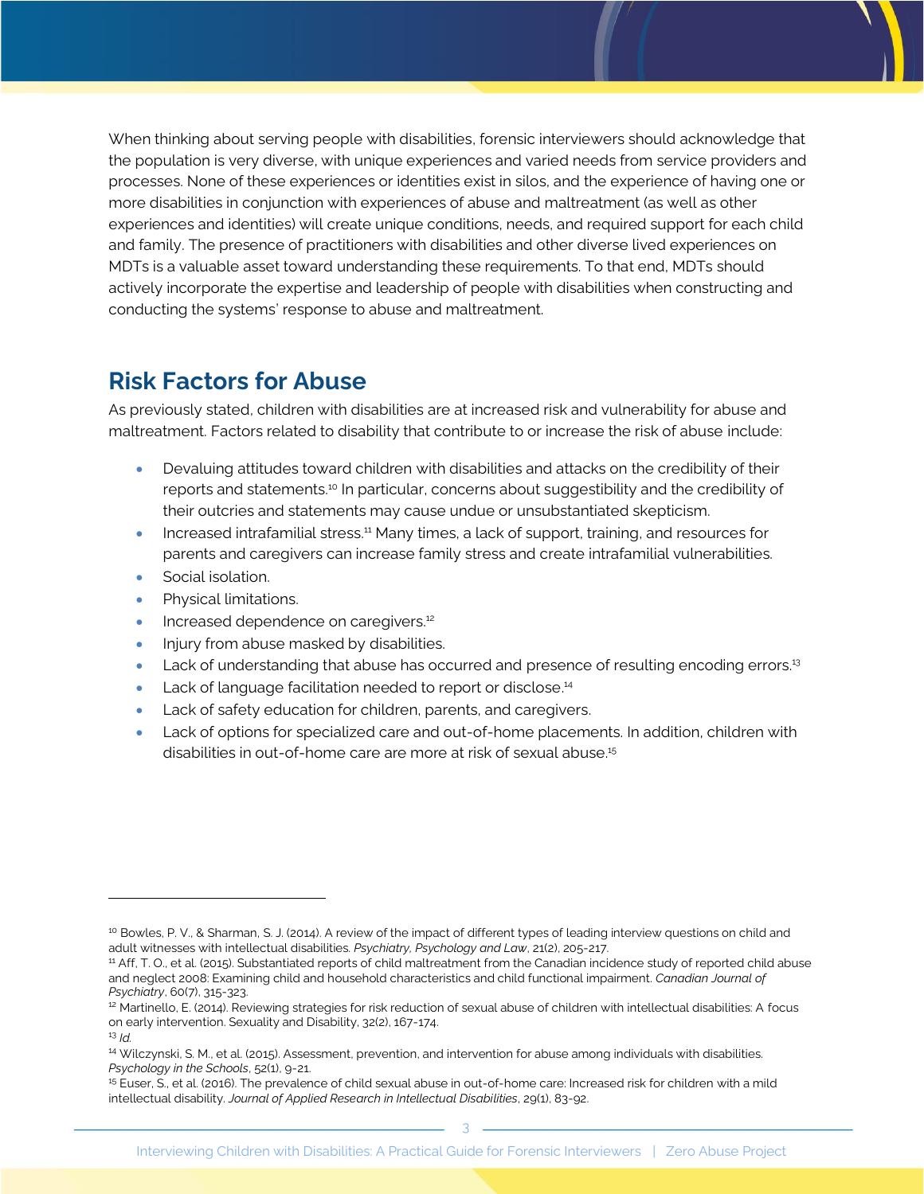When thinking about serving people with disabilities, forensic interviewers should acknowledge that the population is very diverse, with unique experiences and varied needs from service providers and processes. None of these experiences or identities exist in silos, and the experience of having one or more disabilities in conjunction with experiences of abuse and maltreatment (as well as other experiences and identities) will create unique conditions, needs, and required support for each child and family. The presence of practitioners with disabilities and other diverse lived experiences on MDTs is a valuable asset toward understanding these requirements. To that end, MDTs should actively incorporate the expertise and leadership of people with disabilities when constructing and conducting the systems' response to abuse and maltreatment.

## Risk Factors for Abuse

As previously stated, children with disabilities are at increased risk and vulnerability for abuse and maltreatment. Factors related to disability that contribute to or increase the risk of abuse include:

- Devaluing attitudes toward children with disabilities and attacks on the credibility of their reports and statements.[10] In particular, concerns about suggestibility and the credibility of their outcries and statements may cause undue or unsubstantiated skepticism.
- Increased intrafamilial stress.[11] Many times, a lack of support, training, and resources for parents and caregivers can increase family stress and create intrafamilial vulnerabilities.
- Social isolation.
- Physical limitations.
- Increased dependence on caregivers.[12]
- Injury from abuse masked by disabilities.
- Lack of understanding that abuse has occurred and presence of resulting encoding errors.[13]
- Lack of language facilitation needed to report or disclose.[14]
- Lack of safety education for children, parents, and caregivers.
- Lack of options for specialized care and out-of-home placements. In addition, children with disabilities in out-of-home care are more at risk of sexual abuse.[15]

---

[10] Bowles, P. V., & Sharman, S. J. (2014). A review of the impact of different types of leading interview questions on child and adult witnesses with intellectual disabilities. *Psychiatry, Psychology and Law*, 21(2), 205-217.

[11] Aff, T. O., et al. (2015). Substantiated reports of child maltreatment from the Canadian incidence study of reported child abuse and neglect 2008: Examining child and household characteristics and child functional impairment. *Canadian Journal of Psychiatry*, 60(7), 315-323.

[12] Martinello, E. (2014). Reviewing strategies for risk reduction of sexual abuse of children with intellectual disabilities: A focus on early intervention. Sexuality and Disability, 32(2), 167-174.

[13] *Id.*

[14] Wilczynski, S. M., et al. (2015). Assessment, prevention, and intervention for abuse among individuals with disabilities. *Psychology in the Schools*, 52(1), 9-21.

[15] Euser, S., et al. (2016). The prevalence of child sexual abuse in out-of-home care: Increased risk for children with a mild intellectual disability. *Journal of Applied Research in Intellectual Disabilities*, 29(1), 83-92.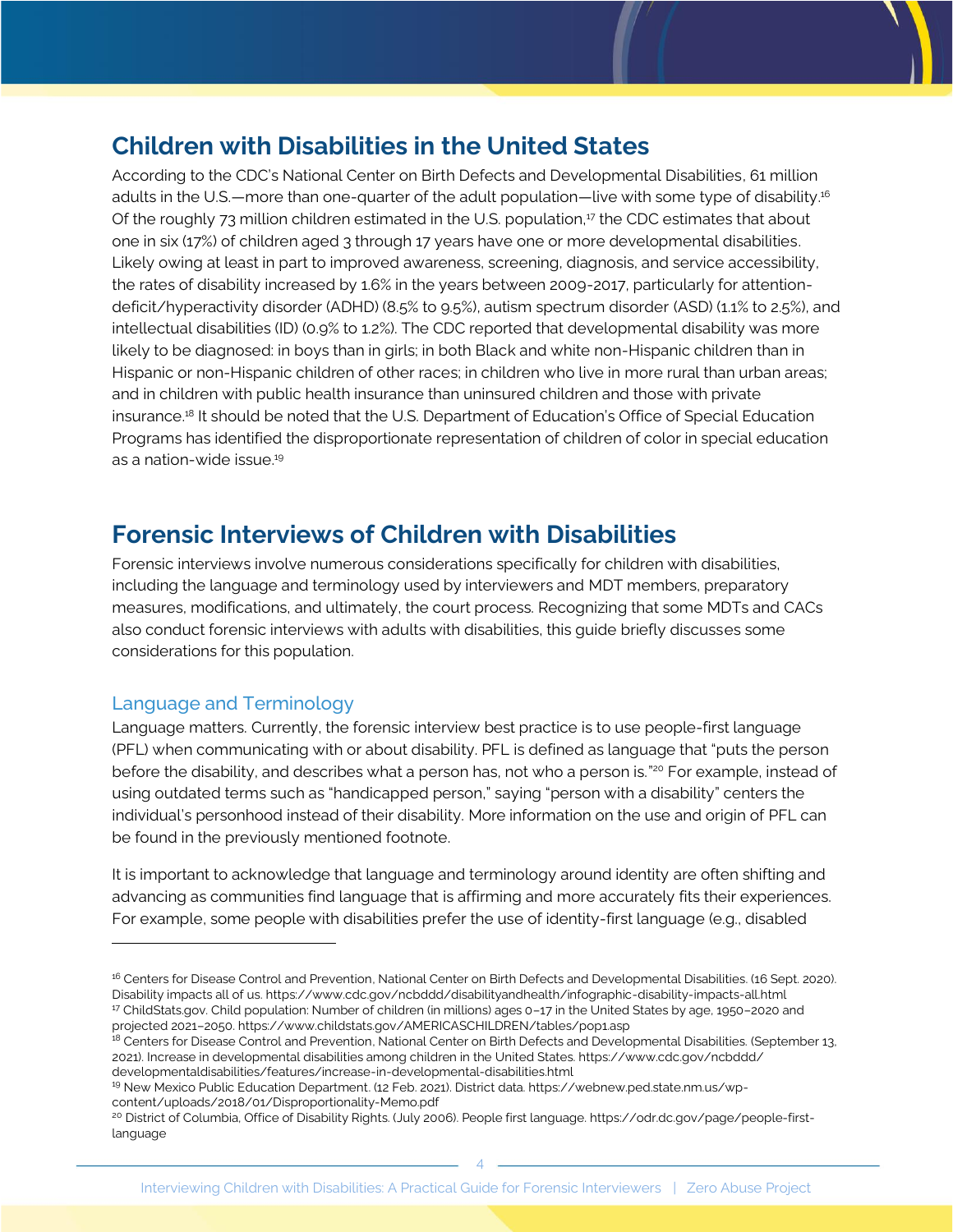## Children with Disabilities in the United States

According to the CDC's National Center on Birth Defects and Developmental Disabilities, 61 million adults in the U.S.—more than one-quarter of the adult population—live with some type of disability.[16] Of the roughly 73 million children estimated in the U.S. population,[17] the CDC estimates that about one in six (17%) of children aged 3 through 17 years have one or more developmental disabilities. Likely owing at least in part to improved awareness, screening, diagnosis, and service accessibility, the rates of disability increased by 1.6% in the years between 2009-2017, particularly for attention-deficit/hyperactivity disorder (ADHD) (8.5% to 9.5%), autism spectrum disorder (ASD) (1.1% to 2.5%), and intellectual disabilities (ID) (0.9% to 1.2%). The CDC reported that developmental disability was more likely to be diagnosed: in boys than in girls; in both Black and white non-Hispanic children than in Hispanic or non-Hispanic children of other races; in children who live in more rural than urban areas; and in children with public health insurance than uninsured children and those with private insurance.[18] It should be noted that the U.S. Department of Education's Office of Special Education Programs has identified the disproportionate representation of children of color in special education as a nation-wide issue.[19]

## Forensic Interviews of Children with Disabilities

Forensic interviews involve numerous considerations specifically for children with disabilities, including the language and terminology used by interviewers and MDT members, preparatory measures, modifications, and ultimately, the court process. Recognizing that some MDTs and CACs also conduct forensic interviews with adults with disabilities, this guide briefly discusses some considerations for this population.

### Language and Terminology

Language matters. Currently, the forensic interview best practice is to use people-first language (PFL) when communicating with or about disability. PFL is defined as language that "puts the person before the disability, and describes what a person has, not who a person is."[20] For example, instead of using outdated terms such as "handicapped person," saying "person with a disability" centers the individual's personhood instead of their disability. More information on the use and origin of PFL can be found in the previously mentioned footnote.

It is important to acknowledge that language and terminology around identity are often shifting and advancing as communities find language that is affirming and more accurately fits their experiences. For example, some people with disabilities prefer the use of identity-first language (e.g., disabled

---

[16] Centers for Disease Control and Prevention, National Center on Birth Defects and Developmental Disabilities. (16 Sept. 2020). Disability impacts all of us. https://www.cdc.gov/ncbddd/disabilityandhealth/infographic-disability-impacts-all.html

[17] ChildStats.gov. Child population: Number of children (in millions) ages 0–17 in the United States by age, 1950–2020 and projected 2021–2050. https://www.childstats.gov/AMERICASCHILDREN/tables/pop1.asp

[18] Centers for Disease Control and Prevention, National Center on Birth Defects and Developmental Disabilities. (September 13, 2021). Increase in developmental disabilities among children in the United States. https://www.cdc.gov/ncbddd/developmentaldisabilities/features/increase-in-developmental-disabilities.html

[19] New Mexico Public Education Department. (12 Feb. 2021). District data. https://webnew.ped.state.nm.us/wp-content/uploads/2018/01/Disproportionality-Memo.pdf

[20] District of Columbia, Office of Disability Rights. (July 2006). People first language. https://odr.dc.gov/page/people-first-language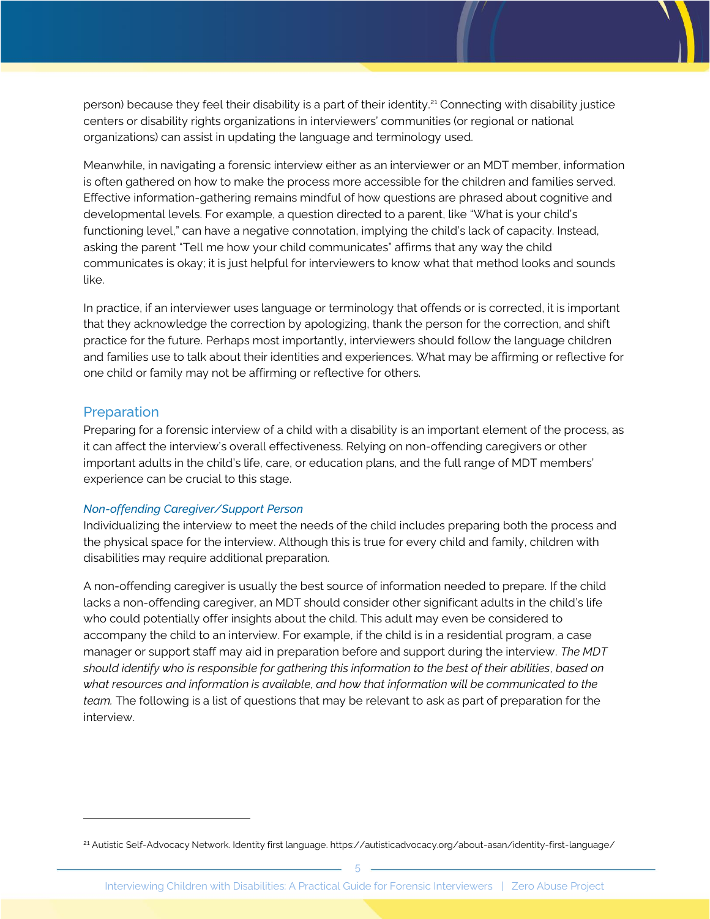person) because they feel their disability is a part of their identity.[21] Connecting with disability justice centers or disability rights organizations in interviewers' communities (or regional or national organizations) can assist in updating the language and terminology used.

Meanwhile, in navigating a forensic interview either as an interviewer or an MDT member, information is often gathered on how to make the process more accessible for the children and families served. Effective information-gathering remains mindful of how questions are phrased about cognitive and developmental levels. For example, a question directed to a parent, like "What is your child's functioning level," can have a negative connotation, implying the child's lack of capacity. Instead, asking the parent "Tell me how your child communicates" affirms that any way the child communicates is okay; it is just helpful for interviewers to know what that method looks and sounds like.

In practice, if an interviewer uses language or terminology that offends or is corrected, it is important that they acknowledge the correction by apologizing, thank the person for the correction, and shift practice for the future. Perhaps most importantly, interviewers should follow the language children and families use to talk about their identities and experiences. What may be affirming or reflective for one child or family may not be affirming or reflective for others.

## Preparation

Preparing for a forensic interview of a child with a disability is an important element of the process, as it can affect the interview's overall effectiveness. Relying on non-offending caregivers or other important adults in the child's life, care, or education plans, and the full range of MDT members' experience can be crucial to this stage.

### *Non-offending Caregiver/Support Person*

Individualizing the interview to meet the needs of the child includes preparing both the process and the physical space for the interview. Although this is true for every child and family, children with disabilities may require additional preparation.

A non-offending caregiver is usually the best source of information needed to prepare. If the child lacks a non-offending caregiver, an MDT should consider other significant adults in the child's life who could potentially offer insights about the child. This adult may even be considered to accompany the child to an interview. For example, if the child is in a residential program, a case manager or support staff may aid in preparation before and support during the interview. *The MDT should identify who is responsible for gathering this information to the best of their abilities, based on what resources and information is available, and how that information will be communicated to the team.* The following is a list of questions that may be relevant to ask as part of preparation for the interview.

---

[21] Autistic Self-Advocacy Network. Identity first language. https://autisticadvocacy.org/about-asan/identity-first-language/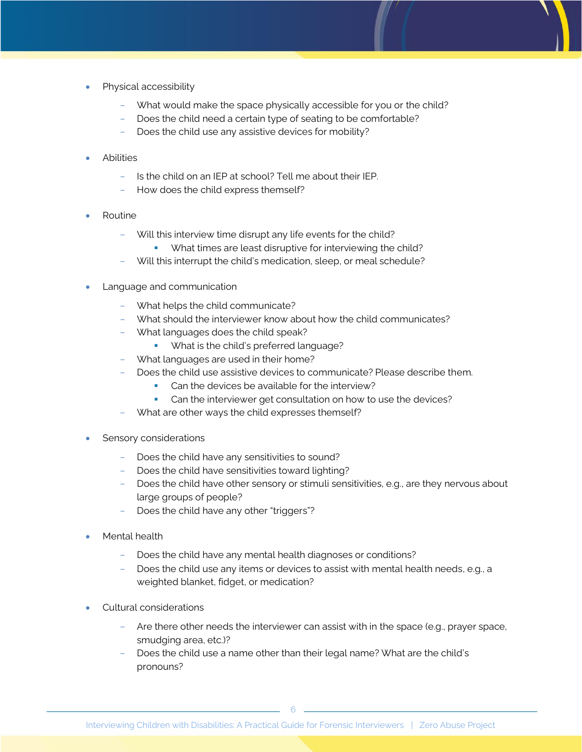- Physical accessibility
  - What would make the space physically accessible for you or the child?
  - Does the child need a certain type of seating to be comfortable?
  - Does the child use any assistive devices for mobility?

- Abilities
  - Is the child on an IEP at school? Tell me about their IEP.
  - How does the child express themself?

- Routine
  - Will this interview time disrupt any life events for the child?
    - What times are least disruptive for interviewing the child?
  - Will this interrupt the child's medication, sleep, or meal schedule?

- Language and communication
  - What helps the child communicate?
  - What should the interviewer know about how the child communicates?
  - What languages does the child speak?
    - What is the child's preferred language?
  - What languages are used in their home?
  - Does the child use assistive devices to communicate? Please describe them.
    - Can the devices be available for the interview?
    - Can the interviewer get consultation on how to use the devices?
  - What are other ways the child expresses themself?

- Sensory considerations
  - Does the child have any sensitivities to sound?
  - Does the child have sensitivities toward lighting?
  - Does the child have other sensory or stimuli sensitivities, e.g., are they nervous about large groups of people?
  - Does the child have any other "triggers"?

- Mental health
  - Does the child have any mental health diagnoses or conditions?
  - Does the child use any items or devices to assist with mental health needs, e.g., a weighted blanket, fidget, or medication?

- Cultural considerations
  - Are there other needs the interviewer can assist with in the space (e.g., prayer space, smudging area, etc.)?
  - Does the child use a name other than their legal name? What are the child's pronouns?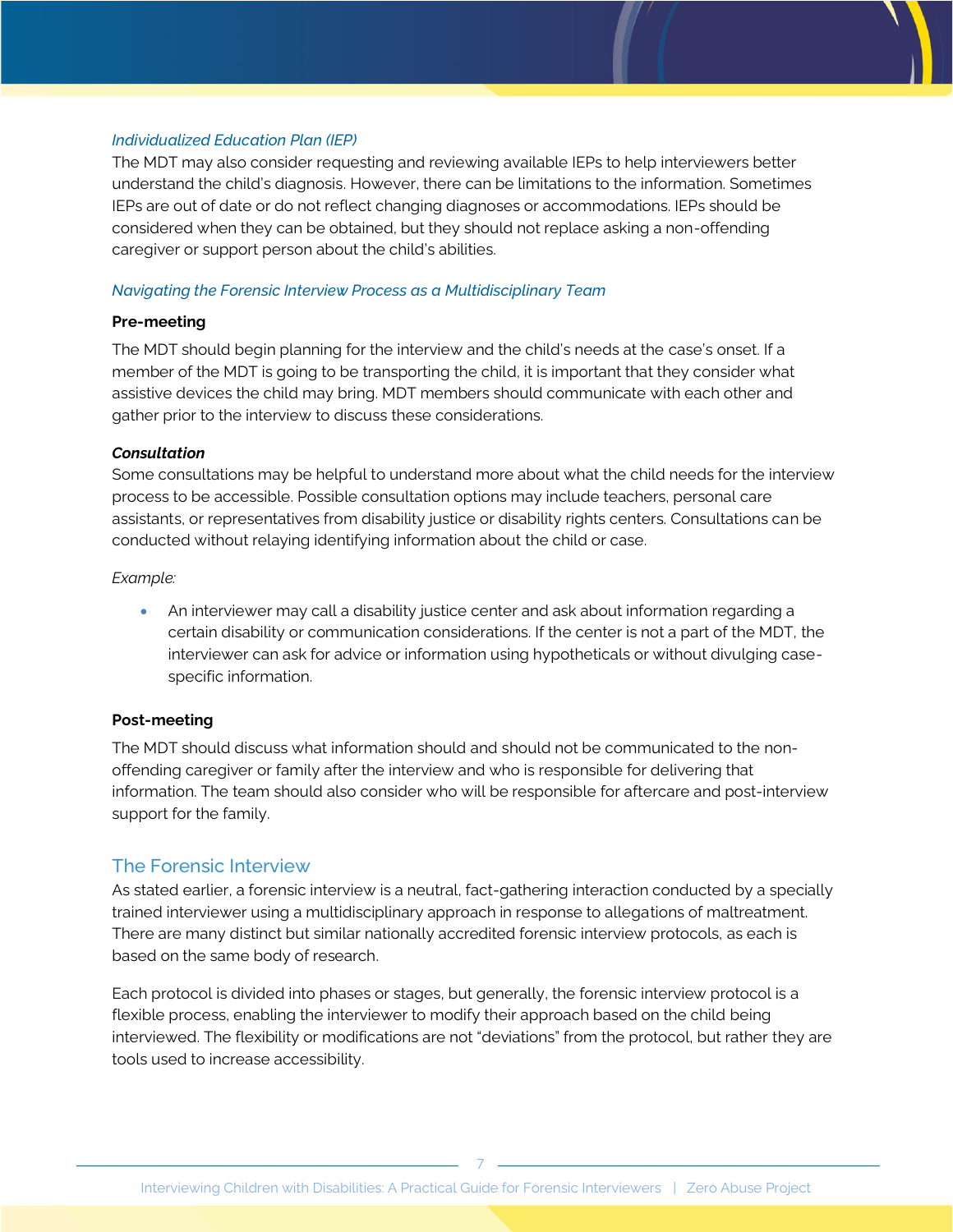### *Individualized Education Plan (IEP)*

The MDT may also consider requesting and reviewing available IEPs to help interviewers better understand the child's diagnosis. However, there can be limitations to the information. Sometimes IEPs are out of date or do not reflect changing diagnoses or accommodations. IEPs should be considered when they can be obtained, but they should not replace asking a non-offending caregiver or support person about the child's abilities.

### *Navigating the Forensic Interview Process as a Multidisciplinary Team*

#### Pre-meeting

The MDT should begin planning for the interview and the child's needs at the case's onset. If a member of the MDT is going to be transporting the child, it is important that they consider what assistive devices the child may bring. MDT members should communicate with each other and gather prior to the interview to discuss these considerations.

#### *Consultation*

Some consultations may be helpful to understand more about what the child needs for the interview process to be accessible. Possible consultation options may include teachers, personal care assistants, or representatives from disability justice or disability rights centers. Consultations can be conducted without relaying identifying information about the child or case.

*Example:*

- An interviewer may call a disability justice center and ask about information regarding a certain disability or communication considerations. If the center is not a part of the MDT, the interviewer can ask for advice or information using hypotheticals or without divulging case-specific information.

#### Post-meeting

The MDT should discuss what information should and should not be communicated to the non-offending caregiver or family after the interview and who is responsible for delivering that information. The team should also consider who will be responsible for aftercare and post-interview support for the family.

## The Forensic Interview

As stated earlier, a forensic interview is a neutral, fact-gathering interaction conducted by a specially trained interviewer using a multidisciplinary approach in response to allegations of maltreatment. There are many distinct but similar nationally accredited forensic interview protocols, as each is based on the same body of research.

Each protocol is divided into phases or stages, but generally, the forensic interview protocol is a flexible process, enabling the interviewer to modify their approach based on the child being interviewed. The flexibility or modifications are not "deviations" from the protocol, but rather they are tools used to increase accessibility.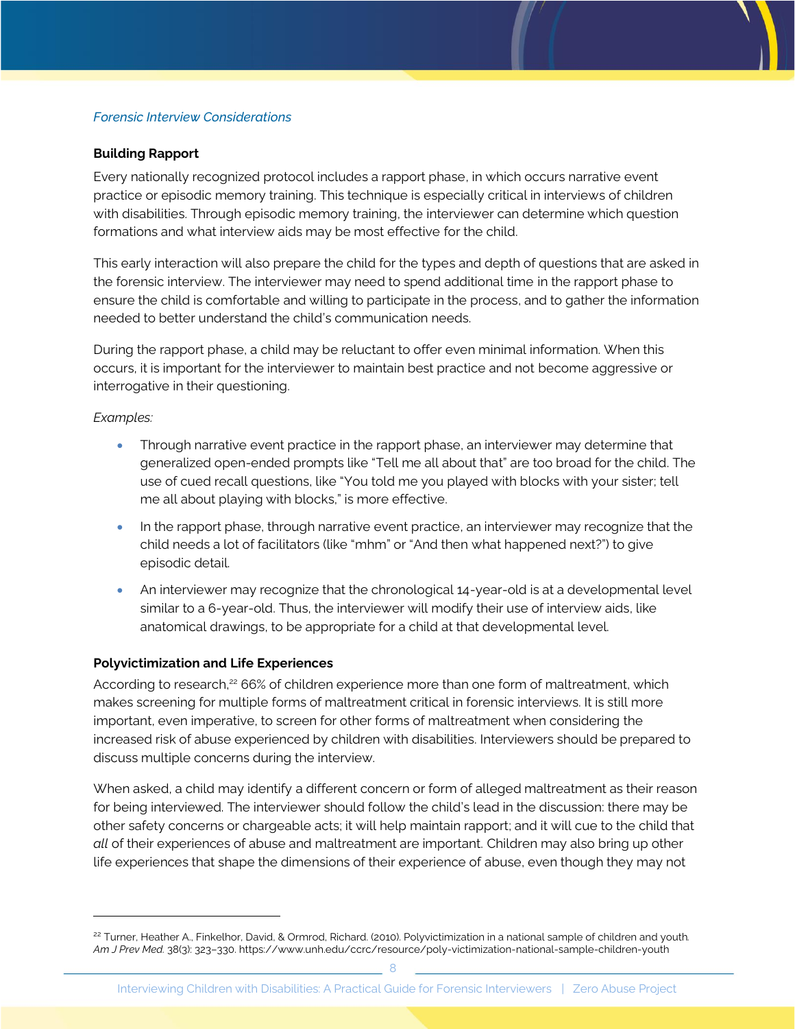*Forensic Interview Considerations*

**Building Rapport**

Every nationally recognized protocol includes a rapport phase, in which occurs narrative event practice or episodic memory training. This technique is especially critical in interviews of children with disabilities. Through episodic memory training, the interviewer can determine which question formations and what interview aids may be most effective for the child.

This early interaction will also prepare the child for the types and depth of questions that are asked in the forensic interview. The interviewer may need to spend additional time in the rapport phase to ensure the child is comfortable and willing to participate in the process, and to gather the information needed to better understand the child's communication needs.

During the rapport phase, a child may be reluctant to offer even minimal information. When this occurs, it is important for the interviewer to maintain best practice and not become aggressive or interrogative in their questioning.

*Examples:*

- Through narrative event practice in the rapport phase, an interviewer may determine that generalized open-ended prompts like "Tell me all about that" are too broad for the child. The use of cued recall questions, like "You told me you played with blocks with your sister; tell me all about playing with blocks," is more effective.
- In the rapport phase, through narrative event practice, an interviewer may recognize that the child needs a lot of facilitators (like "mhm" or "And then what happened next?") to give episodic detail.
- An interviewer may recognize that the chronological 14-year-old is at a developmental level similar to a 6-year-old. Thus, the interviewer will modify their use of interview aids, like anatomical drawings, to be appropriate for a child at that developmental level.

**Polyvictimization and Life Experiences**

According to research,[22] 66% of children experience more than one form of maltreatment, which makes screening for multiple forms of maltreatment critical in forensic interviews. It is still more important, even imperative, to screen for other forms of maltreatment when considering the increased risk of abuse experienced by children with disabilities. Interviewers should be prepared to discuss multiple concerns during the interview.

When asked, a child may identify a different concern or form of alleged maltreatment as their reason for being interviewed. The interviewer should follow the child's lead in the discussion: there may be other safety concerns or chargeable acts; it will help maintain rapport; and it will cue to the child that *all* of their experiences of abuse and maltreatment are important. Children may also bring up other life experiences that shape the dimensions of their experience of abuse, even though they may not

---

[22] Turner, Heather A., Finkelhor, David, & Ormrod, Richard. (2010). Polyvictimization in a national sample of children and youth. *Am J Prev Med.* 38(3): 323–330. https://www.unh.edu/ccrc/resource/poly-victimization-national-sample-children-youth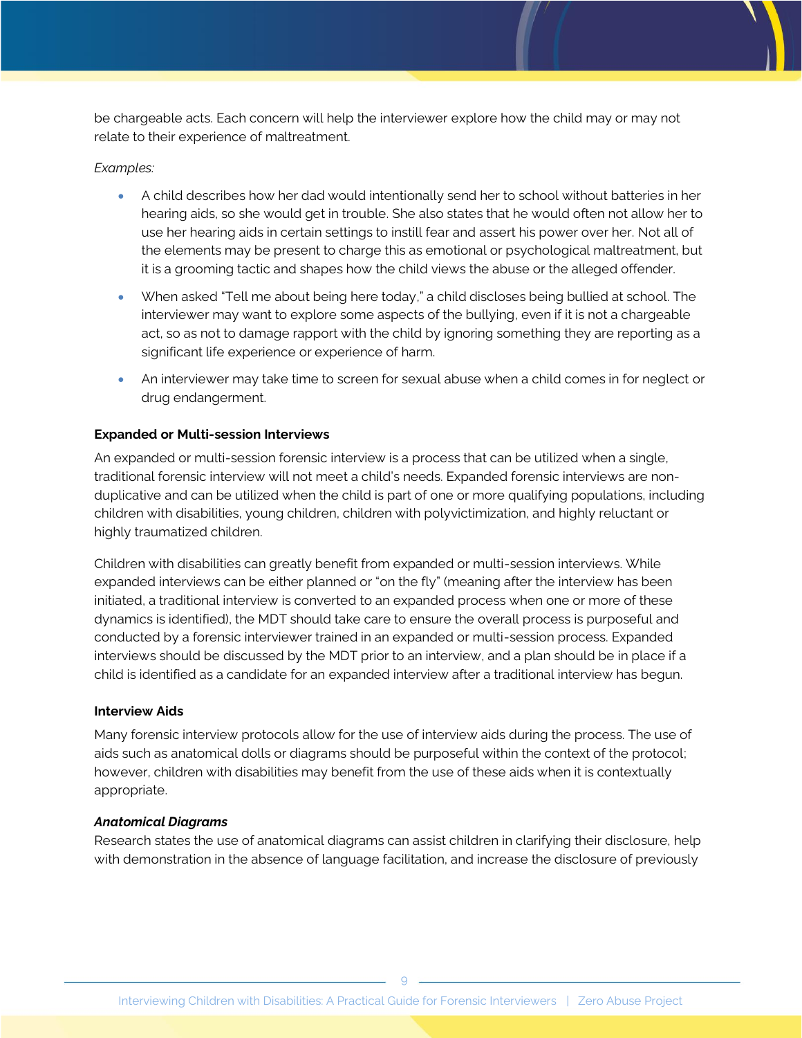be chargeable acts. Each concern will help the interviewer explore how the child may or may not relate to their experience of maltreatment.

*Examples:*

- A child describes how her dad would intentionally send her to school without batteries in her hearing aids, so she would get in trouble. She also states that he would often not allow her to use her hearing aids in certain settings to instill fear and assert his power over her. Not all of the elements may be present to charge this as emotional or psychological maltreatment, but it is a grooming tactic and shapes how the child views the abuse or the alleged offender.
- When asked "Tell me about being here today," a child discloses being bullied at school. The interviewer may want to explore some aspects of the bullying, even if it is not a chargeable act, so as not to damage rapport with the child by ignoring something they are reporting as a significant life experience or experience of harm.
- An interviewer may take time to screen for sexual abuse when a child comes in for neglect or drug endangerment.

**Expanded or Multi-session Interviews**

An expanded or multi-session forensic interview is a process that can be utilized when a single, traditional forensic interview will not meet a child's needs. Expanded forensic interviews are non-duplicative and can be utilized when the child is part of one or more qualifying populations, including children with disabilities, young children, children with polyvictimization, and highly reluctant or highly traumatized children.

Children with disabilities can greatly benefit from expanded or multi-session interviews. While expanded interviews can be either planned or "on the fly" (meaning after the interview has been initiated, a traditional interview is converted to an expanded process when one or more of these dynamics is identified), the MDT should take care to ensure the overall process is purposeful and conducted by a forensic interviewer trained in an expanded or multi-session process. Expanded interviews should be discussed by the MDT prior to an interview, and a plan should be in place if a child is identified as a candidate for an expanded interview after a traditional interview has begun.

**Interview Aids**

Many forensic interview protocols allow for the use of interview aids during the process. The use of aids such as anatomical dolls or diagrams should be purposeful within the context of the protocol; however, children with disabilities may benefit from the use of these aids when it is contextually appropriate.

***Anatomical Diagrams***

Research states the use of anatomical diagrams can assist children in clarifying their disclosure, help with demonstration in the absence of language facilitation, and increase the disclosure of previously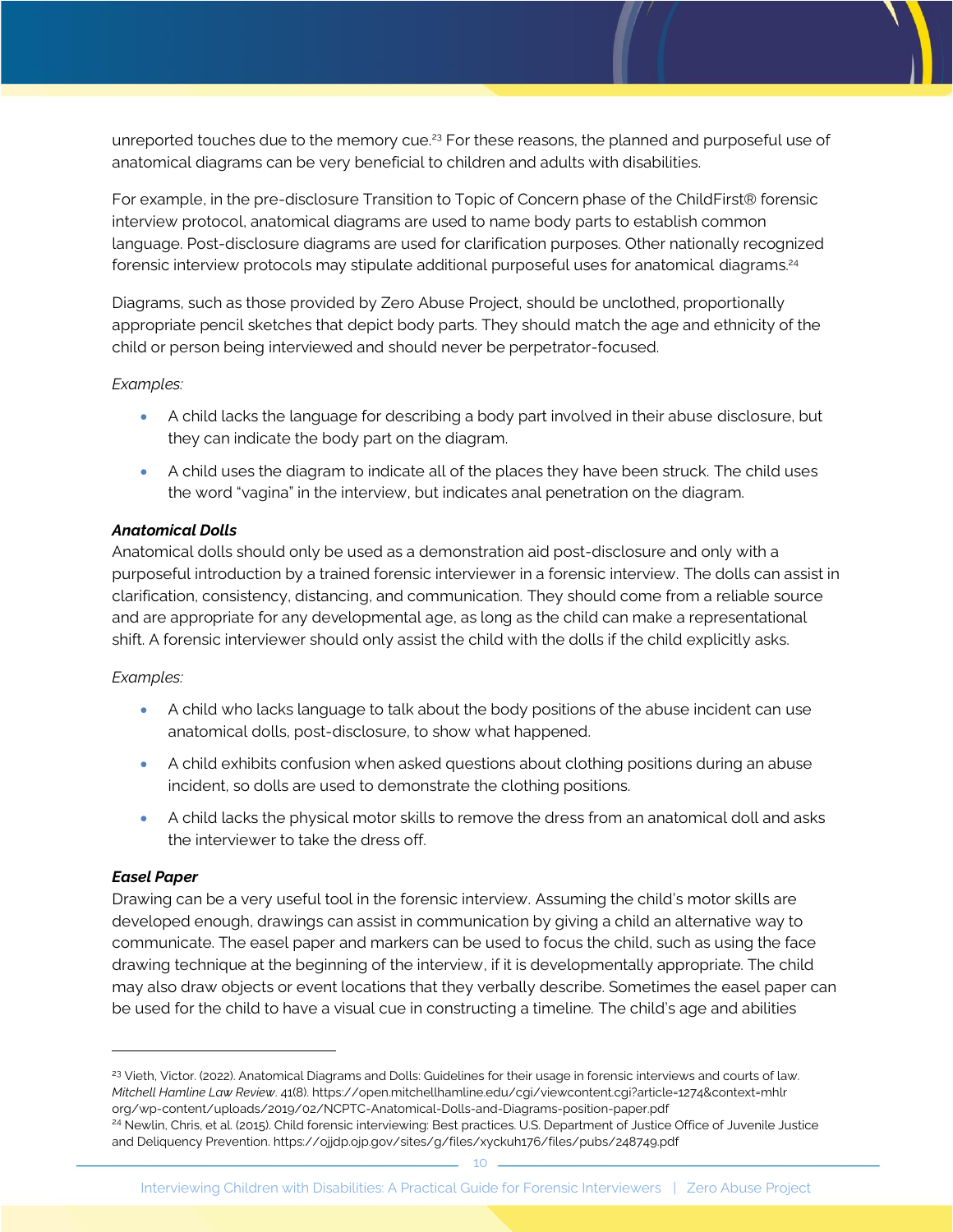unreported touches due to the memory cue.[23] For these reasons, the planned and purposeful use of anatomical diagrams can be very beneficial to children and adults with disabilities.

For example, in the pre-disclosure Transition to Topic of Concern phase of the ChildFirst® forensic interview protocol, anatomical diagrams are used to name body parts to establish common language. Post-disclosure diagrams are used for clarification purposes. Other nationally recognized forensic interview protocols may stipulate additional purposeful uses for anatomical diagrams.[24]

Diagrams, such as those provided by Zero Abuse Project, should be unclothed, proportionally appropriate pencil sketches that depict body parts. They should match the age and ethnicity of the child or person being interviewed and should never be perpetrator-focused.

*Examples:*

- A child lacks the language for describing a body part involved in their abuse disclosure, but they can indicate the body part on the diagram.
- A child uses the diagram to indicate all of the places they have been struck. The child uses the word "vagina" in the interview, but indicates anal penetration on the diagram.

***Anatomical Dolls***

Anatomical dolls should only be used as a demonstration aid post-disclosure and only with a purposeful introduction by a trained forensic interviewer in a forensic interview. The dolls can assist in clarification, consistency, distancing, and communication. They should come from a reliable source and are appropriate for any developmental age, as long as the child can make a representational shift. A forensic interviewer should only assist the child with the dolls if the child explicitly asks.

*Examples:*

- A child who lacks language to talk about the body positions of the abuse incident can use anatomical dolls, post-disclosure, to show what happened.
- A child exhibits confusion when asked questions about clothing positions during an abuse incident, so dolls are used to demonstrate the clothing positions.
- A child lacks the physical motor skills to remove the dress from an anatomical doll and asks the interviewer to take the dress off.

***Easel Paper***

Drawing can be a very useful tool in the forensic interview. Assuming the child's motor skills are developed enough, drawings can assist in communication by giving a child an alternative way to communicate. The easel paper and markers can be used to focus the child, such as using the face drawing technique at the beginning of the interview, if it is developmentally appropriate. The child may also draw objects or event locations that they verbally describe. Sometimes the easel paper can be used for the child to have a visual cue in constructing a timeline. The child's age and abilities

---

[23] Vieth, Victor. (2022). Anatomical Diagrams and Dolls: Guidelines for their usage in forensic interviews and courts of law. *Mitchell Hamline Law Review*. 41(8). https://open.mitchellhamline.edu/cgi/viewcontent.cgi?article=1274&context=mhlr org/wp-content/uploads/2019/02/NCPTC-Anatomical-Dolls-and-Diagrams-position-paper.pdf

[24] Newlin, Chris, et al. (2015). Child forensic interviewing: Best practices. U.S. Department of Justice Office of Juvenile Justice and Deliquency Prevention. https://ojjdp.ojp.gov/sites/g/files/xyckuh176/files/pubs/248749.pdf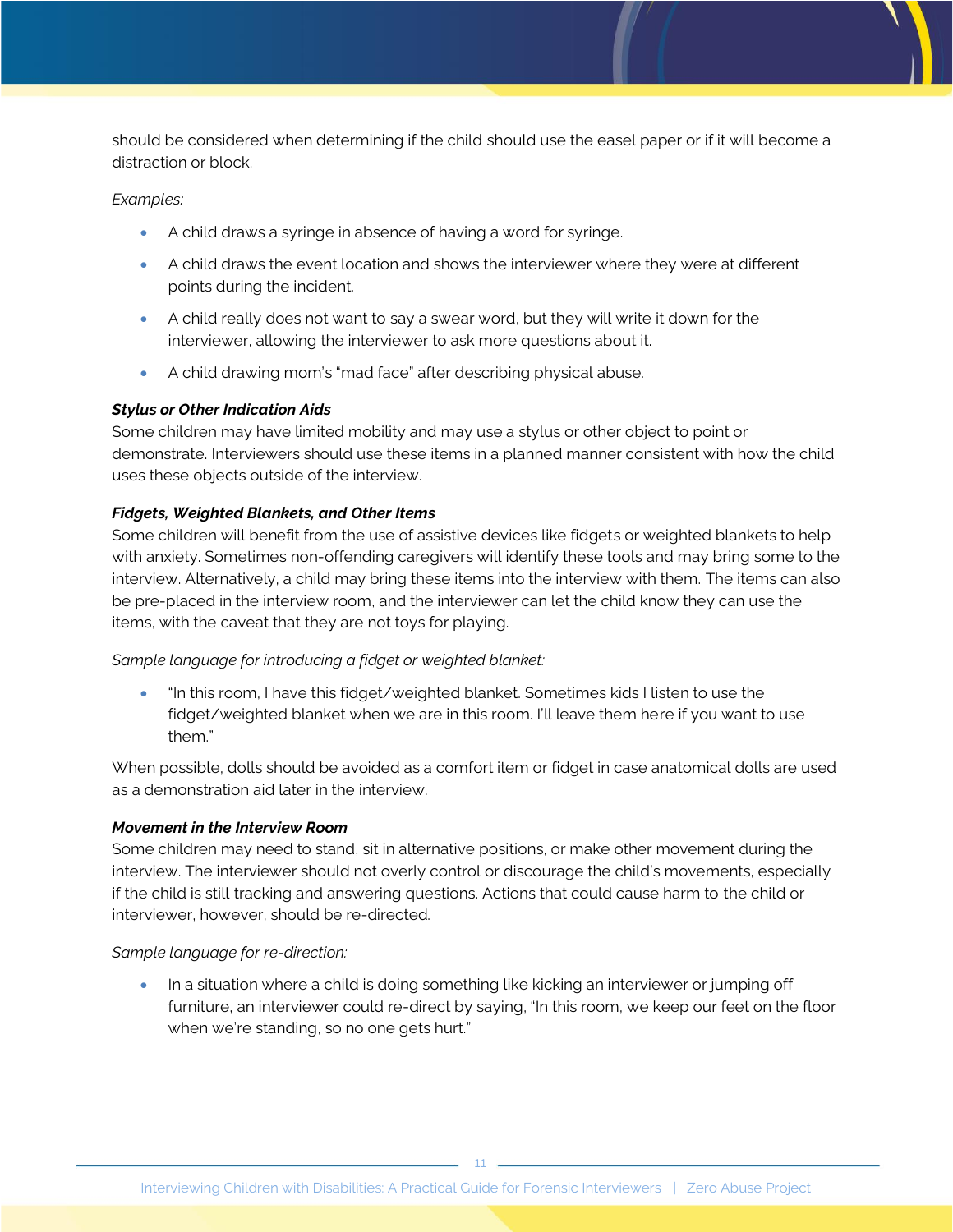should be considered when determining if the child should use the easel paper or if it will become a distraction or block.

*Examples:*

- A child draws a syringe in absence of having a word for syringe.
- A child draws the event location and shows the interviewer where they were at different points during the incident.
- A child really does not want to say a swear word, but they will write it down for the interviewer, allowing the interviewer to ask more questions about it.
- A child drawing mom's "mad face" after describing physical abuse.

***Stylus or Other Indication Aids***

Some children may have limited mobility and may use a stylus or other object to point or demonstrate. Interviewers should use these items in a planned manner consistent with how the child uses these objects outside of the interview.

***Fidgets, Weighted Blankets, and Other Items***

Some children will benefit from the use of assistive devices like fidgets or weighted blankets to help with anxiety. Sometimes non-offending caregivers will identify these tools and may bring some to the interview. Alternatively, a child may bring these items into the interview with them. The items can also be pre-placed in the interview room, and the interviewer can let the child know they can use the items, with the caveat that they are not toys for playing.

*Sample language for introducing a fidget or weighted blanket:*

- "In this room, I have this fidget/weighted blanket. Sometimes kids I listen to use the fidget/weighted blanket when we are in this room. I'll leave them here if you want to use them."

When possible, dolls should be avoided as a comfort item or fidget in case anatomical dolls are used as a demonstration aid later in the interview.

***Movement in the Interview Room***

Some children may need to stand, sit in alternative positions, or make other movement during the interview. The interviewer should not overly control or discourage the child's movements, especially if the child is still tracking and answering questions. Actions that could cause harm to the child or interviewer, however, should be re-directed.

*Sample language for re-direction:*

- In a situation where a child is doing something like kicking an interviewer or jumping off furniture, an interviewer could re-direct by saying, "In this room, we keep our feet on the floor when we're standing, so no one gets hurt."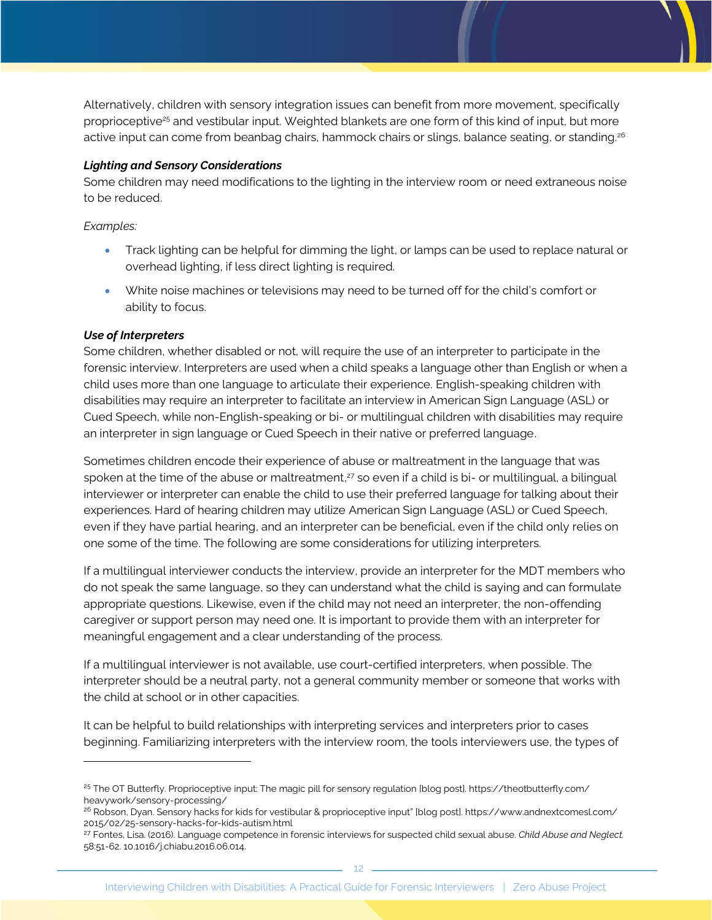Alternatively, children with sensory integration issues can benefit from more movement, specifically proprioceptive[25] and vestibular input. Weighted blankets are one form of this kind of input, but more active input can come from beanbag chairs, hammock chairs or slings, balance seating, or standing.[26]

***Lighting and Sensory Considerations***

Some children may need modifications to the lighting in the interview room or need extraneous noise to be reduced.

*Examples:*

- Track lighting can be helpful for dimming the light, or lamps can be used to replace natural or overhead lighting, if less direct lighting is required.
- White noise machines or televisions may need to be turned off for the child's comfort or ability to focus.

***Use of Interpreters***

Some children, whether disabled or not, will require the use of an interpreter to participate in the forensic interview. Interpreters are used when a child speaks a language other than English or when a child uses more than one language to articulate their experience. English-speaking children with disabilities may require an interpreter to facilitate an interview in American Sign Language (ASL) or Cued Speech, while non-English-speaking or bi- or multilingual children with disabilities may require an interpreter in sign language or Cued Speech in their native or preferred language.

Sometimes children encode their experience of abuse or maltreatment in the language that was spoken at the time of the abuse or maltreatment,[27] so even if a child is bi- or multilingual, a bilingual interviewer or interpreter can enable the child to use their preferred language for talking about their experiences. Hard of hearing children may utilize American Sign Language (ASL) or Cued Speech, even if they have partial hearing, and an interpreter can be beneficial, even if the child only relies on one some of the time. The following are some considerations for utilizing interpreters.

If a multilingual interviewer conducts the interview, provide an interpreter for the MDT members who do not speak the same language, so they can understand what the child is saying and can formulate appropriate questions. Likewise, even if the child may not need an interpreter, the non-offending caregiver or support person may need one. It is important to provide them with an interpreter for meaningful engagement and a clear understanding of the process.

If a multilingual interviewer is not available, use court-certified interpreters, when possible. The interpreter should be a neutral party, not a general community member or someone that works with the child at school or in other capacities.

It can be helpful to build relationships with interpreting services and interpreters prior to cases beginning. Familiarizing interpreters with the interview room, the tools interviewers use, the types of

---

[25] The OT Butterfly. Proprioceptive input: The magic pill for sensory regulation [blog post]. https://theotbutterfly.com/heavywork/sensory-processing/

[26] Robson, Dyan. Sensory hacks for kids for vestibular & proprioceptive input" [blog post]. https://www.andnextcomesl.com/2015/02/25-sensory-hacks-for-kids-autism.html

[27] Fontes, Lisa. (2016). Language competence in forensic interviews for suspected child sexual abuse. *Child Abuse and Neglect.* 58:51-62. 10.1016/j.chiabu.2016.06.014.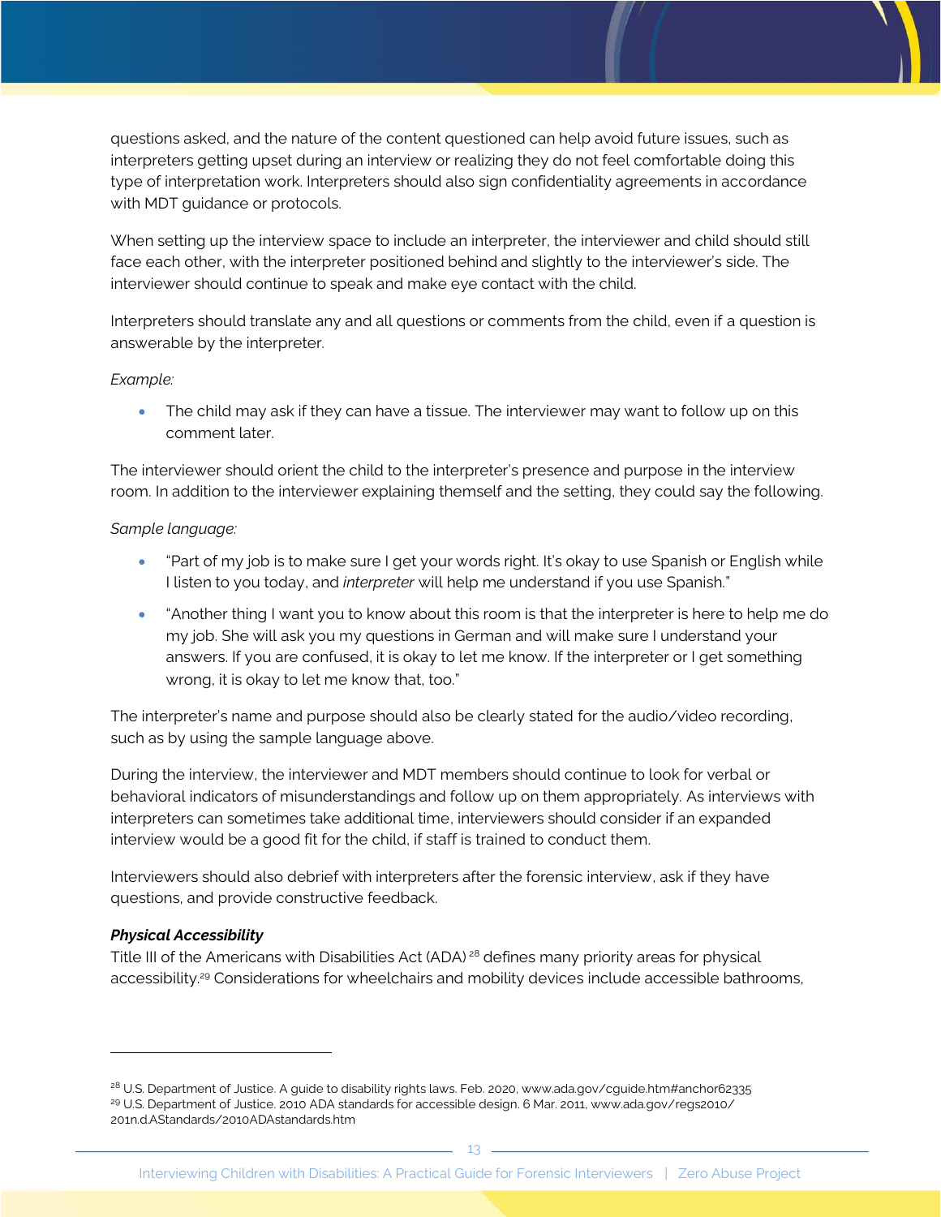questions asked, and the nature of the content questioned can help avoid future issues, such as interpreters getting upset during an interview or realizing they do not feel comfortable doing this type of interpretation work. Interpreters should also sign confidentiality agreements in accordance with MDT guidance or protocols.

When setting up the interview space to include an interpreter, the interviewer and child should still face each other, with the interpreter positioned behind and slightly to the interviewer's side. The interviewer should continue to speak and make eye contact with the child.

Interpreters should translate any and all questions or comments from the child, even if a question is answerable by the interpreter.

*Example:*

- The child may ask if they can have a tissue. The interviewer may want to follow up on this comment later.

The interviewer should orient the child to the interpreter's presence and purpose in the interview room. In addition to the interviewer explaining themself and the setting, they could say the following.

*Sample language:*

- "Part of my job is to make sure I get your words right. It's okay to use Spanish or English while I listen to you today, and *interpreter* will help me understand if you use Spanish."
- "Another thing I want you to know about this room is that the interpreter is here to help me do my job. She will ask you my questions in German and will make sure I understand your answers. If you are confused, it is okay to let me know. If the interpreter or I get something wrong, it is okay to let me know that, too."

The interpreter's name and purpose should also be clearly stated for the audio/video recording, such as by using the sample language above.

During the interview, the interviewer and MDT members should continue to look for verbal or behavioral indicators of misunderstandings and follow up on them appropriately. As interviews with interpreters can sometimes take additional time, interviewers should consider if an expanded interview would be a good fit for the child, if staff is trained to conduct them.

Interviewers should also debrief with interpreters after the forensic interview, ask if they have questions, and provide constructive feedback.

***Physical Accessibility***

Title III of the Americans with Disabilities Act (ADA)[28] defines many priority areas for physical accessibility.[29] Considerations for wheelchairs and mobility devices include accessible bathrooms,

---

[28] U.S. Department of Justice. A guide to disability rights laws. Feb. 2020, www.ada.gov/cguide.htm#anchor62335

[29] U.S. Department of Justice. 2010 ADA standards for accessible design. 6 Mar. 2011, www.ada.gov/regs2010/2010ADAStandards/2010ADAstandards.htm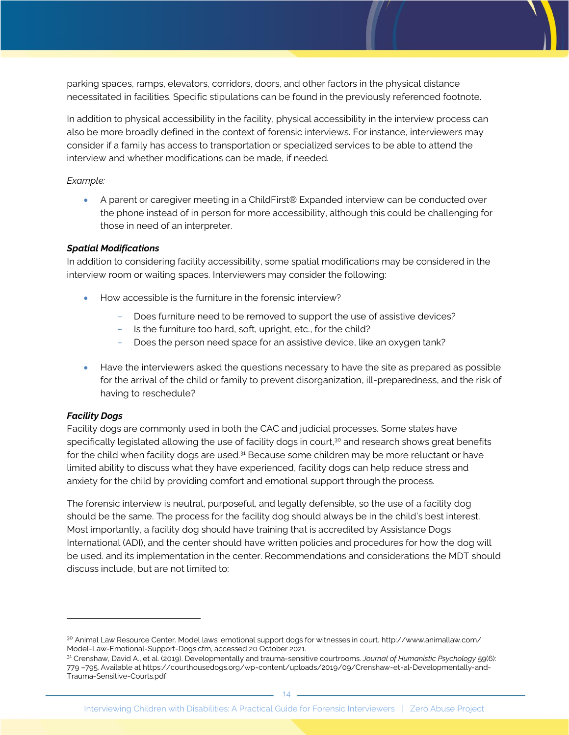parking spaces, ramps, elevators, corridors, doors, and other factors in the physical distance necessitated in facilities. Specific stipulations can be found in the previously referenced footnote.

In addition to physical accessibility in the facility, physical accessibility in the interview process can also be more broadly defined in the context of forensic interviews. For instance, interviewers may consider if a family has access to transportation or specialized services to be able to attend the interview and whether modifications can be made, if needed.

*Example:*

- A parent or caregiver meeting in a ChildFirst® Expanded interview can be conducted over the phone instead of in person for more accessibility, although this could be challenging for those in need of an interpreter.

***Spatial Modifications***

In addition to considering facility accessibility, some spatial modifications may be considered in the interview room or waiting spaces. Interviewers may consider the following:

- How accessible is the furniture in the forensic interview?
  - Does furniture need to be removed to support the use of assistive devices?
  - Is the furniture too hard, soft, upright, etc., for the child?
  - Does the person need space for an assistive device, like an oxygen tank?
- Have the interviewers asked the questions necessary to have the site as prepared as possible for the arrival of the child or family to prevent disorganization, ill-preparedness, and the risk of having to reschedule?

***Facility Dogs***

Facility dogs are commonly used in both the CAC and judicial processes. Some states have specifically legislated allowing the use of facility dogs in court,[30] and research shows great benefits for the child when facility dogs are used.[31] Because some children may be more reluctant or have limited ability to discuss what they have experienced, facility dogs can help reduce stress and anxiety for the child by providing comfort and emotional support through the process.

The forensic interview is neutral, purposeful, and legally defensible, so the use of a facility dog should be the same. The process for the facility dog should always be in the child's best interest. Most importantly, a facility dog should have training that is accredited by Assistance Dogs International (ADI), and the center should have written policies and procedures for how the dog will be used. and its implementation in the center. Recommendations and considerations the MDT should discuss include, but are not limited to:

---

[30] Animal Law Resource Center. Model laws: emotional support dogs for witnesses in court. http://www.animallaw.com/Model-Law-Emotional-Support-Dogs.cfm, accessed 20 October 2021.

[31] Crenshaw, David A., et al. (2019). Developmentally and trauma-sensitive courtrooms. *Journal of Humanistic Psychology* 59(6): 779 –795. Available at https://courthousedogs.org/wp-content/uploads/2019/09/Crenshaw-et-al-Developmentally-and-Trauma-Sensitive-Courts.pdf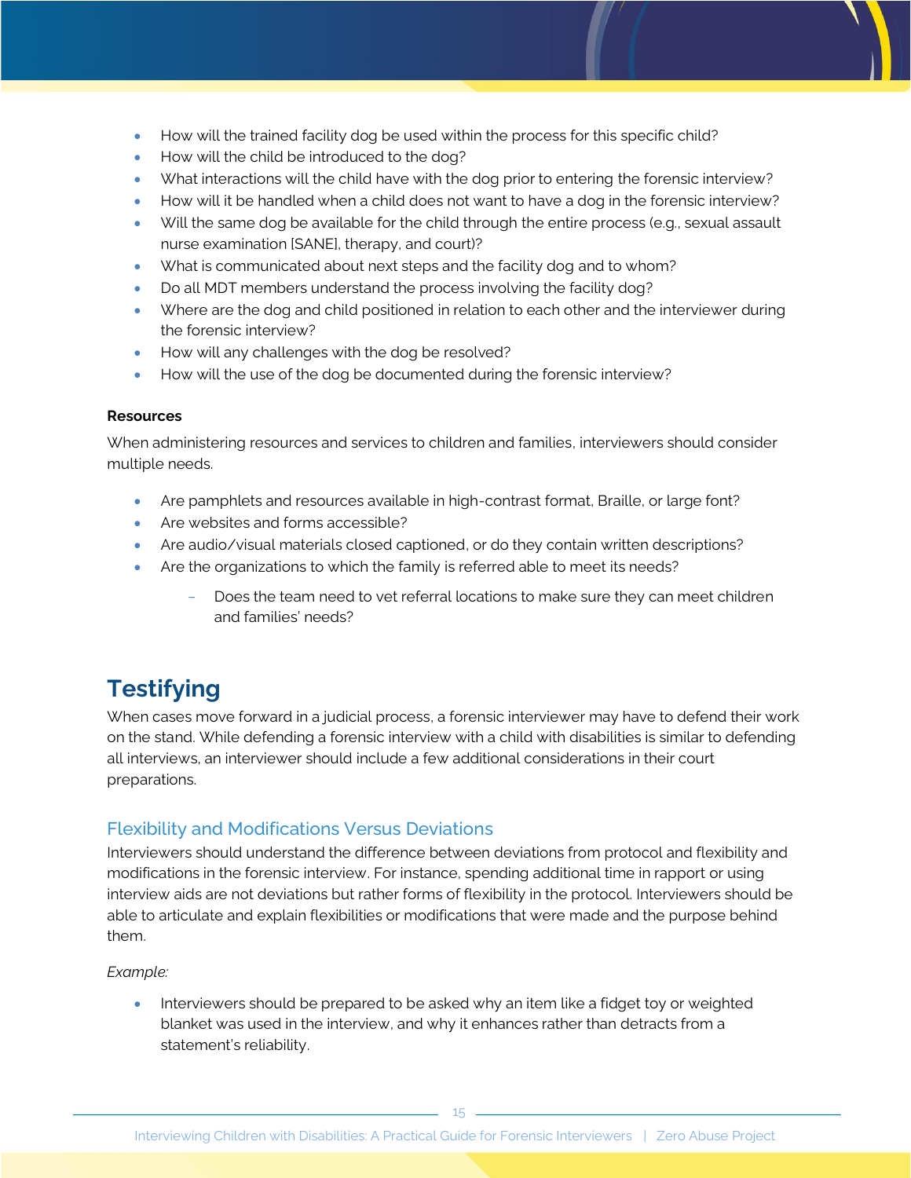- How will the trained facility dog be used within the process for this specific child?
- How will the child be introduced to the dog?
- What interactions will the child have with the dog prior to entering the forensic interview?
- How will it be handled when a child does not want to have a dog in the forensic interview?
- Will the same dog be available for the child through the entire process (e.g., sexual assault nurse examination [SANE], therapy, and court)?
- What is communicated about next steps and the facility dog and to whom?
- Do all MDT members understand the process involving the facility dog?
- Where are the dog and child positioned in relation to each other and the interviewer during the forensic interview?
- How will any challenges with the dog be resolved?
- How will the use of the dog be documented during the forensic interview?

**Resources**

When administering resources and services to children and families, interviewers should consider multiple needs.

- Are pamphlets and resources available in high-contrast format, Braille, or large font?
- Are websites and forms accessible?
- Are audio/visual materials closed captioned, or do they contain written descriptions?
- Are the organizations to which the family is referred able to meet its needs?
    - Does the team need to vet referral locations to make sure they can meet children and families' needs?

## Testifying

When cases move forward in a judicial process, a forensic interviewer may have to defend their work on the stand. While defending a forensic interview with a child with disabilities is similar to defending all interviews, an interviewer should include a few additional considerations in their court preparations.

### Flexibility and Modifications Versus Deviations

Interviewers should understand the difference between deviations from protocol and flexibility and modifications in the forensic interview. For instance, spending additional time in rapport or using interview aids are not deviations but rather forms of flexibility in the protocol. Interviewers should be able to articulate and explain flexibilities or modifications that were made and the purpose behind them.

*Example:*

- Interviewers should be prepared to be asked why an item like a fidget toy or weighted blanket was used in the interview, and why it enhances rather than detracts from a statement's reliability.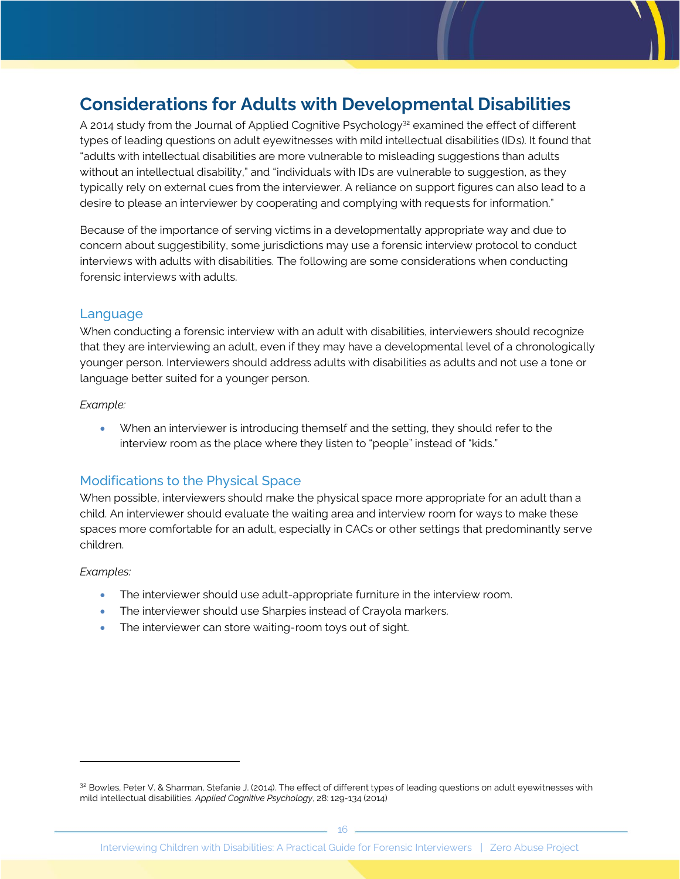## Considerations for Adults with Developmental Disabilities

A 2014 study from the Journal of Applied Cognitive Psychology[32] examined the effect of different types of leading questions on adult eyewitnesses with mild intellectual disabilities (IDs). It found that "adults with intellectual disabilities are more vulnerable to misleading suggestions than adults without an intellectual disability," and "individuals with IDs are vulnerable to suggestion, as they typically rely on external cues from the interviewer. A reliance on support figures can also lead to a desire to please an interviewer by cooperating and complying with requests for information."

Because of the importance of serving victims in a developmentally appropriate way and due to concern about suggestibility, some jurisdictions may use a forensic interview protocol to conduct interviews with adults with disabilities. The following are some considerations when conducting forensic interviews with adults.

### Language

When conducting a forensic interview with an adult with disabilities, interviewers should recognize that they are interviewing an adult, even if they may have a developmental level of a chronologically younger person. Interviewers should address adults with disabilities as adults and not use a tone or language better suited for a younger person.

*Example:*

- When an interviewer is introducing themself and the setting, they should refer to the interview room as the place where they listen to "people" instead of "kids."

### Modifications to the Physical Space

When possible, interviewers should make the physical space more appropriate for an adult than a child. An interviewer should evaluate the waiting area and interview room for ways to make these spaces more comfortable for an adult, especially in CACs or other settings that predominantly serve children.

*Examples:*

- The interviewer should use adult-appropriate furniture in the interview room.
- The interviewer should use Sharpies instead of Crayola markers.
- The interviewer can store waiting-room toys out of sight.

---

[32] Bowles, Peter V. & Sharman, Stefanie J. (2014). The effect of different types of leading questions on adult eyewitnesses with mild intellectual disabilities. *Applied Cognitive Psychology*, 28: 129-134 (2014)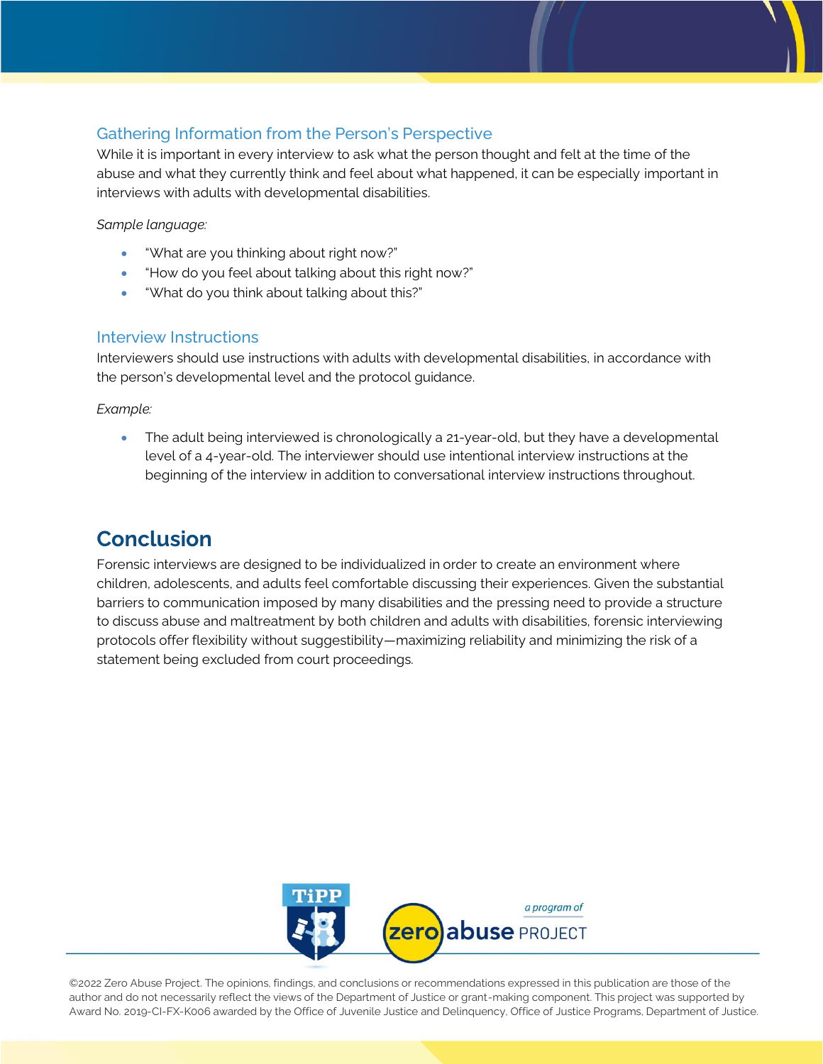### Gathering Information from the Person's Perspective

While it is important in every interview to ask what the person thought and felt at the time of the abuse and what they currently think and feel about what happened, it can be especially important in interviews with adults with developmental disabilities.

*Sample language:*

- "What are you thinking about right now?"
- "How do you feel about talking about this right now?"
- "What do you think about talking about this?"

### Interview Instructions

Interviewers should use instructions with adults with developmental disabilities, in accordance with the person's developmental level and the protocol guidance.

*Example:*

- The adult being interviewed is chronologically a 21-year-old, but they have a developmental level of a 4-year-old. The interviewer should use intentional interview instructions at the beginning of the interview in addition to conversational interview instructions throughout.

## Conclusion

Forensic interviews are designed to be individualized in order to create an environment where children, adolescents, and adults feel comfortable discussing their experiences. Given the substantial barriers to communication imposed by many disabilities and the pressing need to provide a structure to discuss abuse and maltreatment by both children and adults with disabilities, forensic interviewing protocols offer flexibility without suggestibility—maximizing reliability and minimizing the risk of a statement being excluded from court proceedings.

TiPP

a program of zero abuse PROJECT

©2022 Zero Abuse Project. The opinions, findings, and conclusions or recommendations expressed in this publication are those of the author and do not necessarily reflect the views of the Department of Justice or grant-making component. This project was supported by Award No. 2019-CI-FX-K006 awarded by the Office of Juvenile Justice and Delinquency, Office of Justice Programs, Department of Justice.